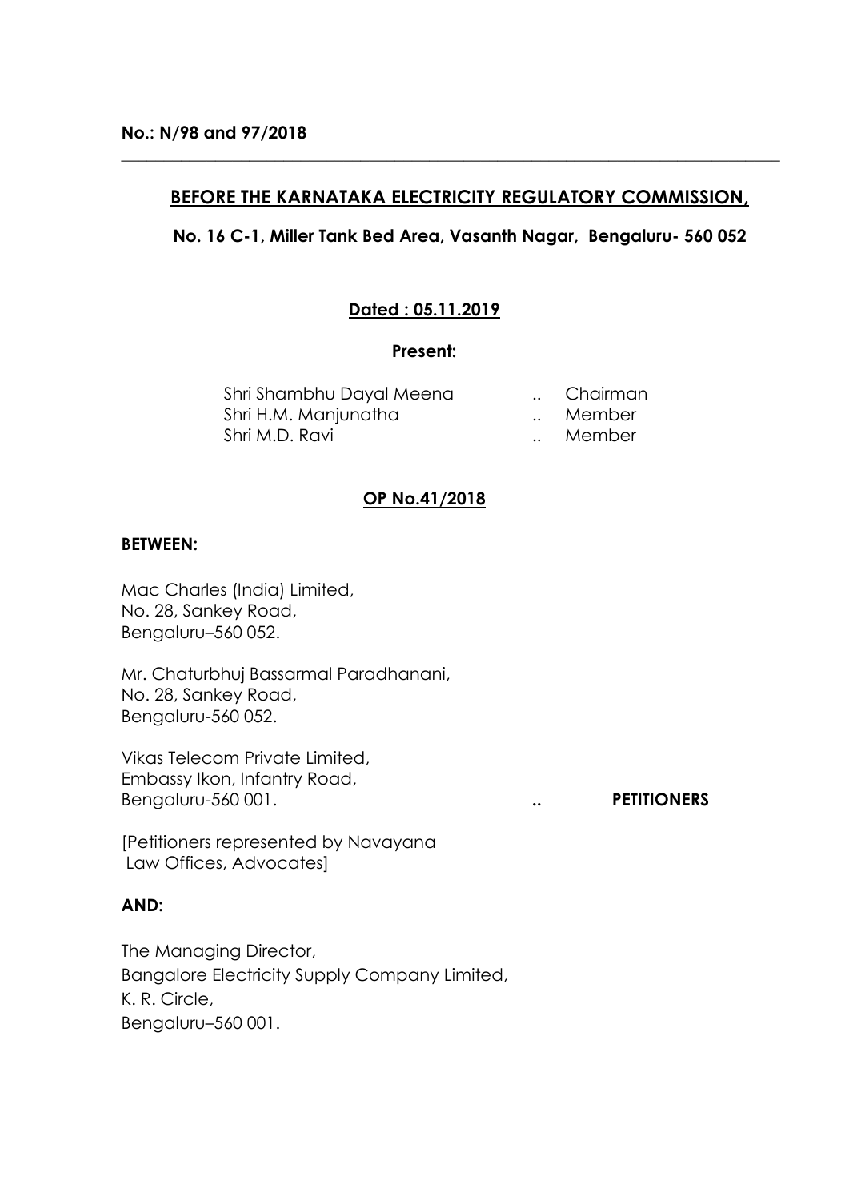**No.: N/98 and 97/2018**

---

## BEFORE THE KARNATAKA ELECTRICITY REGULATORY COMMISSION,

**No. 16 C-1, Miller Tank Bed Area, Vasanth Nagar, Bengaluru- 560 052**

**Dated : 05.11.2019**

**Present:**

Shri Shambhu Dayal Meena .. Chairman
Shri H.M. Manjunatha .. Member
Shri M.D. Ravi .. Member

**OP No.41/2018**

**BETWEEN:**

Mac Charles (India) Limited,
No. 28, Sankey Road,
Bengaluru–560 052.

Mr. Chaturbhuj Bassarmal Paradhanani,
No. 28, Sankey Road,
Bengaluru-560 052.

Vikas Telecom Private Limited,
Embassy Ikon, Infantry Road,
Bengaluru-560 001. .. **PETITIONERS**

[Petitioners represented by Navayana Law Offices, Advocates]

**AND:**

The Managing Director,
Bangalore Electricity Supply Company Limited,
K. R. Circle,
Bengaluru–560 001.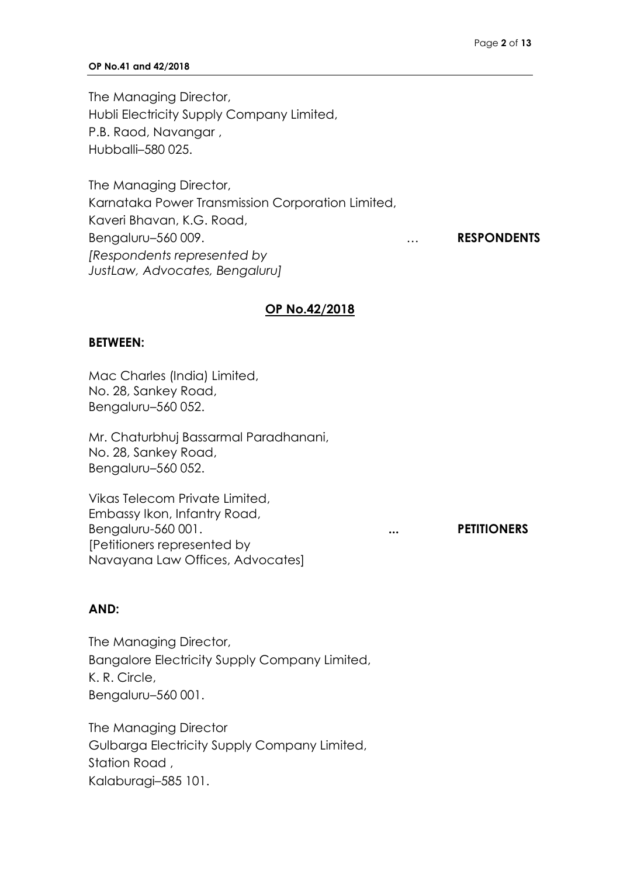The Managing Director,
Hubli Electricity Supply Company Limited,
P.B. Raod, Navangar ,
Hubballi–580 025.

The Managing Director,
Karnataka Power Transmission Corporation Limited,
Kaveri Bhavan, K.G. Road,
Bengaluru–560 009. … **RESPONDENTS**
*[Respondents represented by*
*JustLaw, Advocates, Bengaluru]*

## **OP No.42/2018**

**BETWEEN:**

Mac Charles (India) Limited,
No. 28, Sankey Road,
Bengaluru–560 052.

Mr. Chaturbhuj Bassarmal Paradhanani,
No. 28, Sankey Road,
Bengaluru–560 052.

Vikas Telecom Private Limited,
Embassy Ikon, Infantry Road,
Bengaluru-560 001. **...** **PETITIONERS**
[Petitioners represented by
Navayana Law Offices, Advocates]

**AND:**

The Managing Director,
Bangalore Electricity Supply Company Limited,
K. R. Circle,
Bengaluru–560 001.

The Managing Director
Gulbarga Electricity Supply Company Limited,
Station Road ,
Kalaburagi–585 101.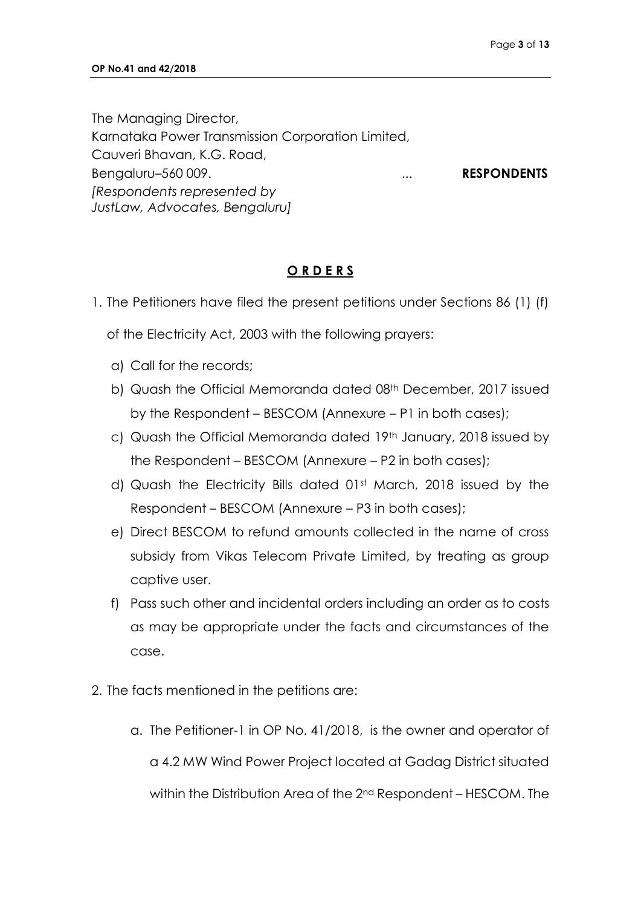The Managing Director,
Karnataka Power Transmission Corporation Limited,
Cauveri Bhavan, K.G. Road,
Bengaluru–560 009. ... **RESPONDENTS**
*[Respondents represented by JustLaw, Advocates, Bengaluru]*

## **O R D E R S**

1. The Petitioners have filed the present petitions under Sections 86 (1) (f) of the Electricity Act, 2003 with the following prayers:

   a) Call for the records;

   b) Quash the Official Memoranda dated 08th December, 2017 issued by the Respondent – BESCOM (Annexure – P1 in both cases);

   c) Quash the Official Memoranda dated 19th January, 2018 issued by the Respondent – BESCOM (Annexure – P2 in both cases);

   d) Quash the Electricity Bills dated 01st March, 2018 issued by the Respondent – BESCOM (Annexure – P3 in both cases);

   e) Direct BESCOM to refund amounts collected in the name of cross subsidy from Vikas Telecom Private Limited, by treating as group captive user.

   f) Pass such other and incidental orders including an order as to costs as may be appropriate under the facts and circumstances of the case.

2. The facts mentioned in the petitions are:

   a. The Petitioner-1 in OP No. 41/2018, is the owner and operator of a 4.2 MW Wind Power Project located at Gadag District situated within the Distribution Area of the 2nd Respondent – HESCOM. The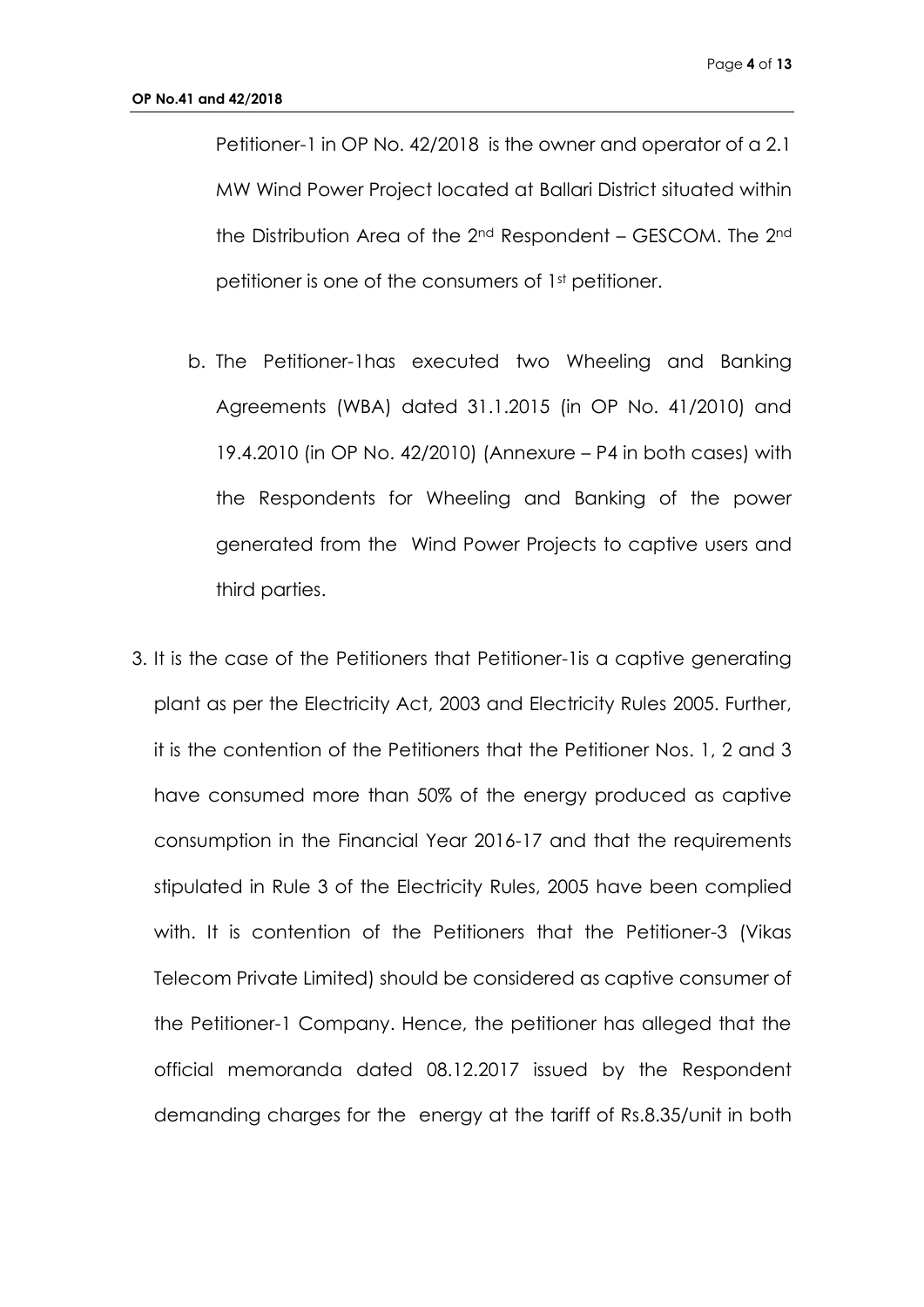Petitioner-1 in OP No. 42/2018 is the owner and operator of a 2.1 MW Wind Power Project located at Ballari District situated within the Distribution Area of the 2nd Respondent – GESCOM. The 2nd petitioner is one of the consumers of 1st petitioner.

b. The Petitioner-1has executed two Wheeling and Banking Agreements (WBA) dated 31.1.2015 (in OP No. 41/2010) and 19.4.2010 (in OP No. 42/2010) (Annexure – P4 in both cases) with the Respondents for Wheeling and Banking of the power generated from the Wind Power Projects to captive users and third parties.

3. It is the case of the Petitioners that Petitioner-1is a captive generating plant as per the Electricity Act, 2003 and Electricity Rules 2005. Further, it is the contention of the Petitioners that the Petitioner Nos. 1, 2 and 3 have consumed more than 50% of the energy produced as captive consumption in the Financial Year 2016-17 and that the requirements stipulated in Rule 3 of the Electricity Rules, 2005 have been complied with. It is contention of the Petitioners that the Petitioner-3 (Vikas Telecom Private Limited) should be considered as captive consumer of the Petitioner-1 Company. Hence, the petitioner has alleged that the official memoranda dated 08.12.2017 issued by the Respondent demanding charges for the energy at the tariff of Rs.8.35/unit in both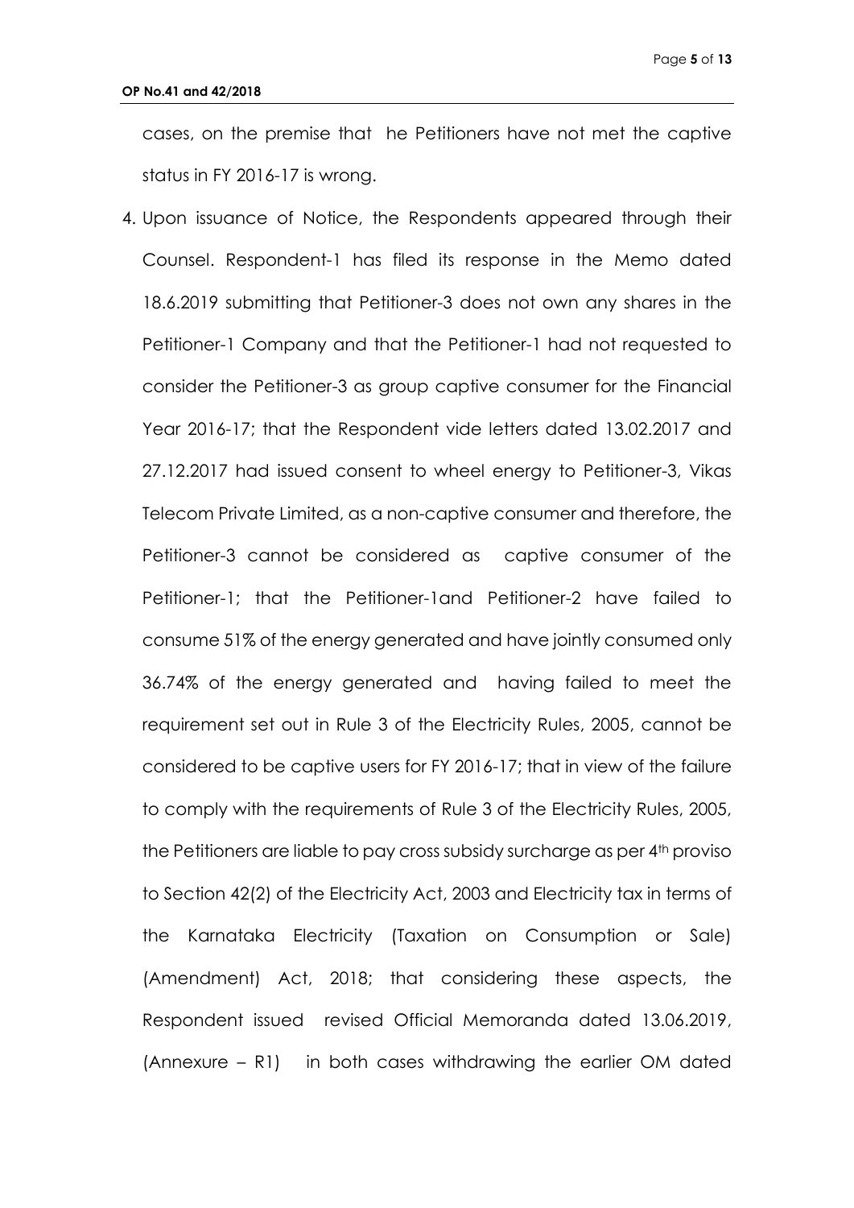cases, on the premise that he Petitioners have not met the captive status in FY 2016-17 is wrong.

4. Upon issuance of Notice, the Respondents appeared through their Counsel. Respondent-1 has filed its response in the Memo dated 18.6.2019 submitting that Petitioner-3 does not own any shares in the Petitioner-1 Company and that the Petitioner-1 had not requested to consider the Petitioner-3 as group captive consumer for the Financial Year 2016-17; that the Respondent vide letters dated 13.02.2017 and 27.12.2017 had issued consent to wheel energy to Petitioner-3, Vikas Telecom Private Limited, as a non-captive consumer and therefore, the Petitioner-3 cannot be considered as captive consumer of the Petitioner-1; that the Petitioner-1and Petitioner-2 have failed to consume 51% of the energy generated and have jointly consumed only 36.74% of the energy generated and having failed to meet the requirement set out in Rule 3 of the Electricity Rules, 2005, cannot be considered to be captive users for FY 2016-17; that in view of the failure to comply with the requirements of Rule 3 of the Electricity Rules, 2005, the Petitioners are liable to pay cross subsidy surcharge as per 4th proviso to Section 42(2) of the Electricity Act, 2003 and Electricity tax in terms of the Karnataka Electricity (Taxation on Consumption or Sale) (Amendment) Act, 2018; that considering these aspects, the Respondent issued revised Official Memoranda dated 13.06.2019, (Annexure – R1) in both cases withdrawing the earlier OM dated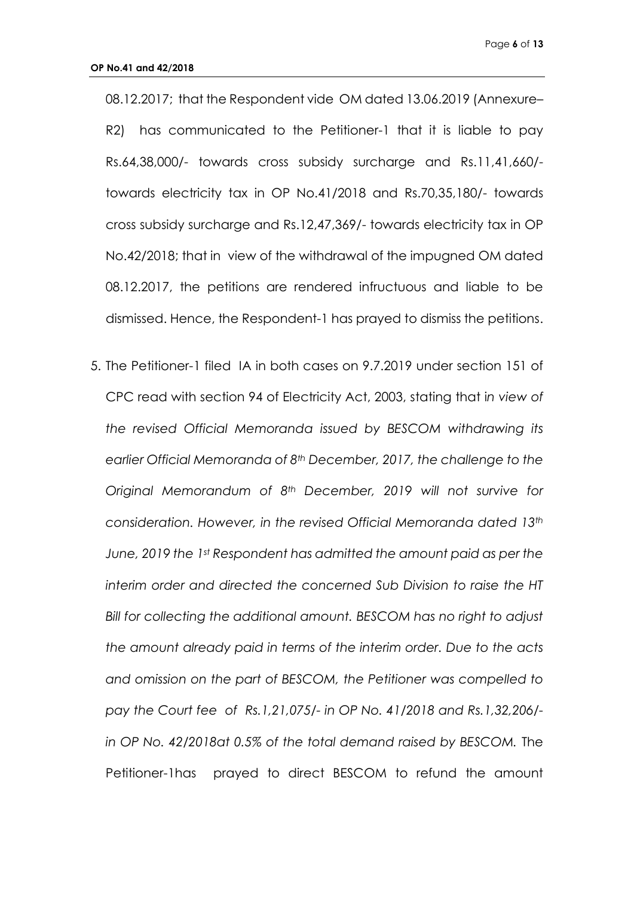08.12.2017; that the Respondent vide OM dated 13.06.2019 (Annexure–R2) has communicated to the Petitioner-1 that it is liable to pay Rs.64,38,000/- towards cross subsidy surcharge and Rs.11,41,660/- towards electricity tax in OP No.41/2018 and Rs.70,35,180/- towards cross subsidy surcharge and Rs.12,47,369/- towards electricity tax in OP No.42/2018; that in view of the withdrawal of the impugned OM dated 08.12.2017, the petitions are rendered infructuous and liable to be dismissed. Hence, the Respondent-1 has prayed to dismiss the petitions.

5. The Petitioner-1 filed IA in both cases on 9.7.2019 under section 151 of CPC read with section 94 of Electricity Act, 2003, stating that i*n view of the revised Official Memoranda issued by BESCOM withdrawing its earlier Official Memoranda of 8th December, 2017, the challenge to the Original Memorandum of 8th December, 2019 will not survive for consideration. However, in the revised Official Memoranda dated 13th June, 2019 the 1st Respondent has admitted the amount paid as per the interim order and directed the concerned Sub Division to raise the HT Bill for collecting the additional amount. BESCOM has no right to adjust the amount already paid in terms of the interim order. Due to the acts and omission on the part of BESCOM, the Petitioner was compelled to pay the Court fee of Rs.1,21,075/- in OP No. 41/2018 and Rs.1,32,206/- in OP No. 42/2018at 0.5% of the total demand raised by BESCOM.* The Petitioner-1has prayed to direct BESCOM to refund the amount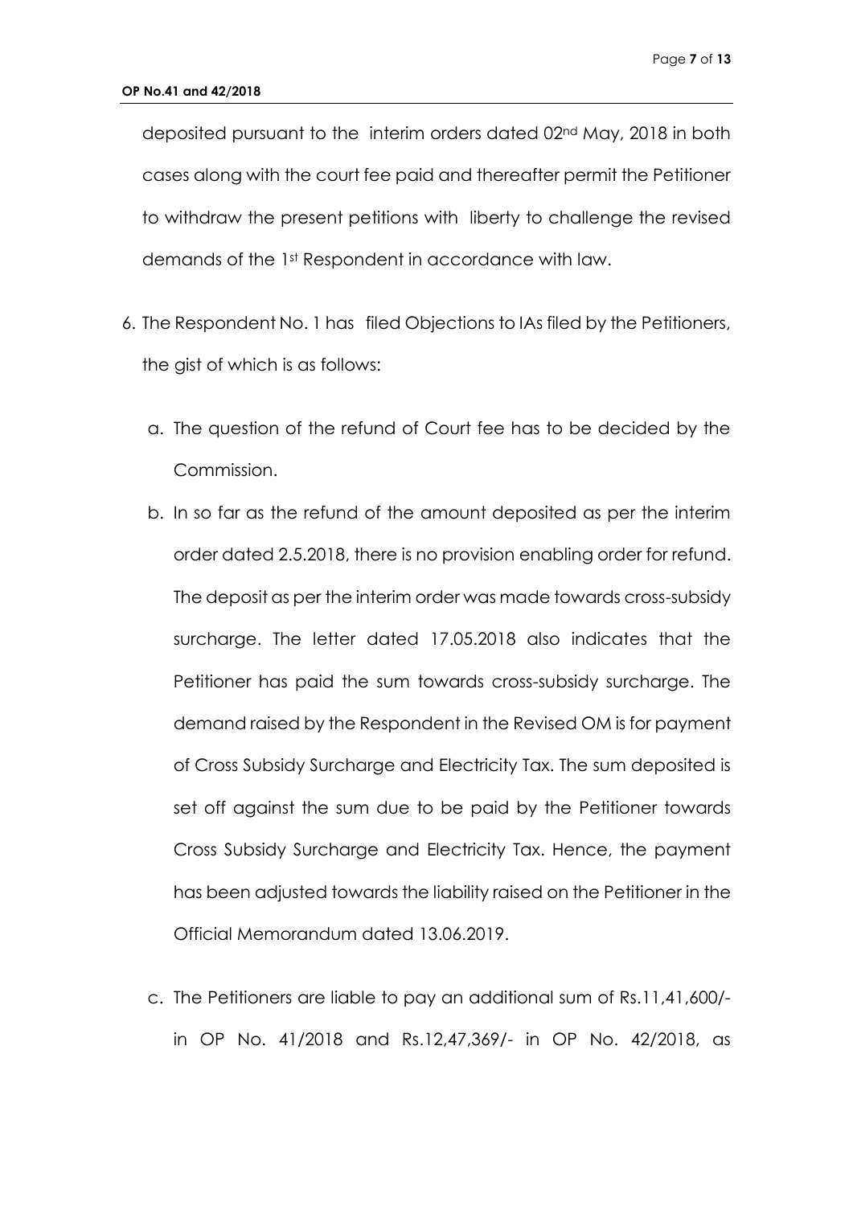deposited pursuant to the interim orders dated 02nd May, 2018 in both cases along with the court fee paid and thereafter permit the Petitioner to withdraw the present petitions with liberty to challenge the revised demands of the 1st Respondent in accordance with law.

6. The Respondent No. 1 has filed Objections to IAs filed by the Petitioners, the gist of which is as follows:

   a. The question of the refund of Court fee has to be decided by the Commission.

   b. In so far as the refund of the amount deposited as per the interim order dated 2.5.2018, there is no provision enabling order for refund. The deposit as per the interim order was made towards cross-subsidy surcharge. The letter dated 17.05.2018 also indicates that the Petitioner has paid the sum towards cross-subsidy surcharge. The demand raised by the Respondent in the Revised OM is for payment of Cross Subsidy Surcharge and Electricity Tax. The sum deposited is set off against the sum due to be paid by the Petitioner towards Cross Subsidy Surcharge and Electricity Tax. Hence, the payment has been adjusted towards the liability raised on the Petitioner in the Official Memorandum dated 13.06.2019.

   c. The Petitioners are liable to pay an additional sum of Rs.11,41,600/- in OP No. 41/2018 and Rs.12,47,369/- in OP No. 42/2018, as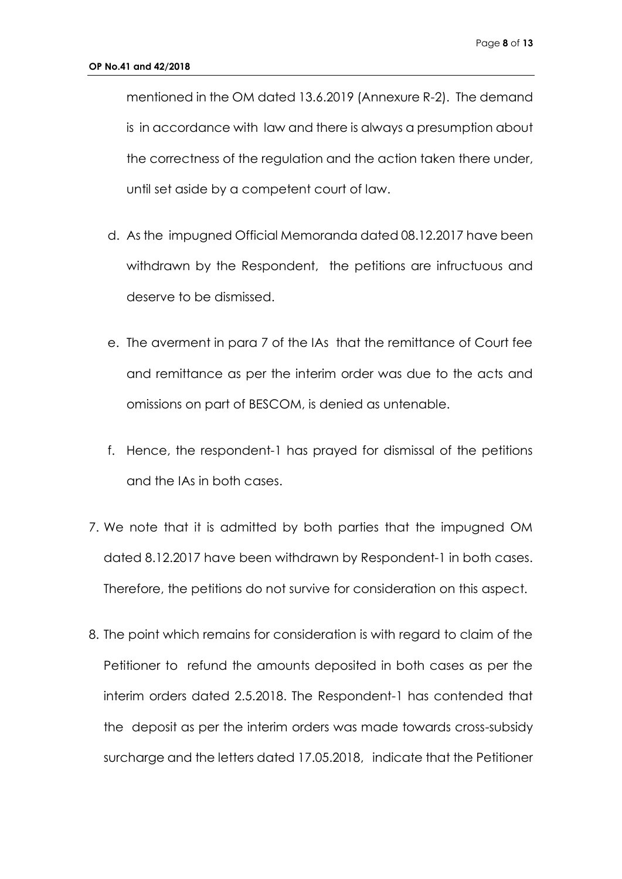mentioned in the OM dated 13.6.2019 (Annexure R-2). The demand is in accordance with law and there is always a presumption about the correctness of the regulation and the action taken there under, until set aside by a competent court of law.

d. As the impugned Official Memoranda dated 08.12.2017 have been withdrawn by the Respondent, the petitions are infructuous and deserve to be dismissed.

e. The averment in para 7 of the IAs that the remittance of Court fee and remittance as per the interim order was due to the acts and omissions on part of BESCOM, is denied as untenable.

f. Hence, the respondent-1 has prayed for dismissal of the petitions and the IAs in both cases.

7. We note that it is admitted by both parties that the impugned OM dated 8.12.2017 have been withdrawn by Respondent-1 in both cases. Therefore, the petitions do not survive for consideration on this aspect.

8. The point which remains for consideration is with regard to claim of the Petitioner to refund the amounts deposited in both cases as per the interim orders dated 2.5.2018. The Respondent-1 has contended that the deposit as per the interim orders was made towards cross-subsidy surcharge and the letters dated 17.05.2018, indicate that the Petitioner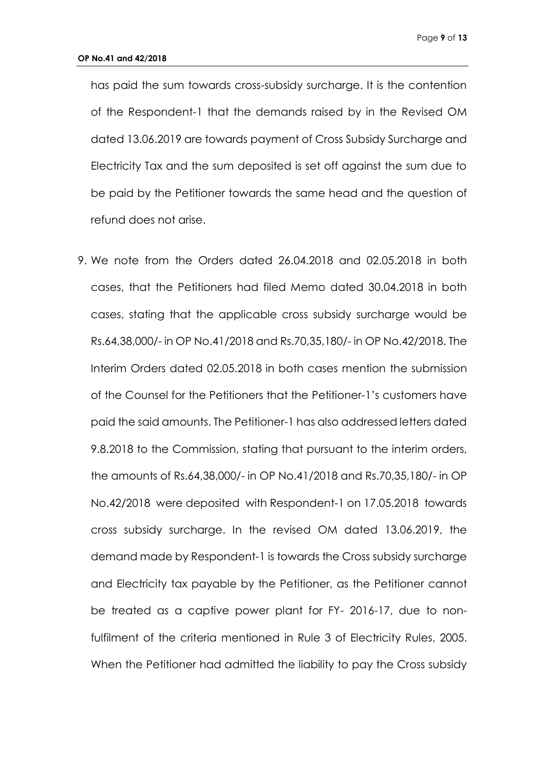has paid the sum towards cross-subsidy surcharge. It is the contention of the Respondent-1 that the demands raised by in the Revised OM dated 13.06.2019 are towards payment of Cross Subsidy Surcharge and Electricity Tax and the sum deposited is set off against the sum due to be paid by the Petitioner towards the same head and the question of refund does not arise.

9. We note from the Orders dated 26.04.2018 and 02.05.2018 in both cases, that the Petitioners had filed Memo dated 30.04.2018 in both cases, stating that the applicable cross subsidy surcharge would be Rs.64,38,000/- in OP No.41/2018 and Rs.70,35,180/- in OP No.42/2018. The Interim Orders dated 02.05.2018 in both cases mention the submission of the Counsel for the Petitioners that the Petitioner-1's customers have paid the said amounts. The Petitioner-1 has also addressed letters dated 9.8.2018 to the Commission, stating that pursuant to the interim orders, the amounts of Rs.64,38,000/- in OP No.41/2018 and Rs.70,35,180/- in OP No.42/2018 were deposited with Respondent-1 on 17.05.2018 towards cross subsidy surcharge. In the revised OM dated 13.06.2019, the demand made by Respondent-1 is towards the Cross subsidy surcharge and Electricity tax payable by the Petitioner, as the Petitioner cannot be treated as a captive power plant for FY- 2016-17, due to non-fulfilment of the criteria mentioned in Rule 3 of Electricity Rules, 2005. When the Petitioner had admitted the liability to pay the Cross subsidy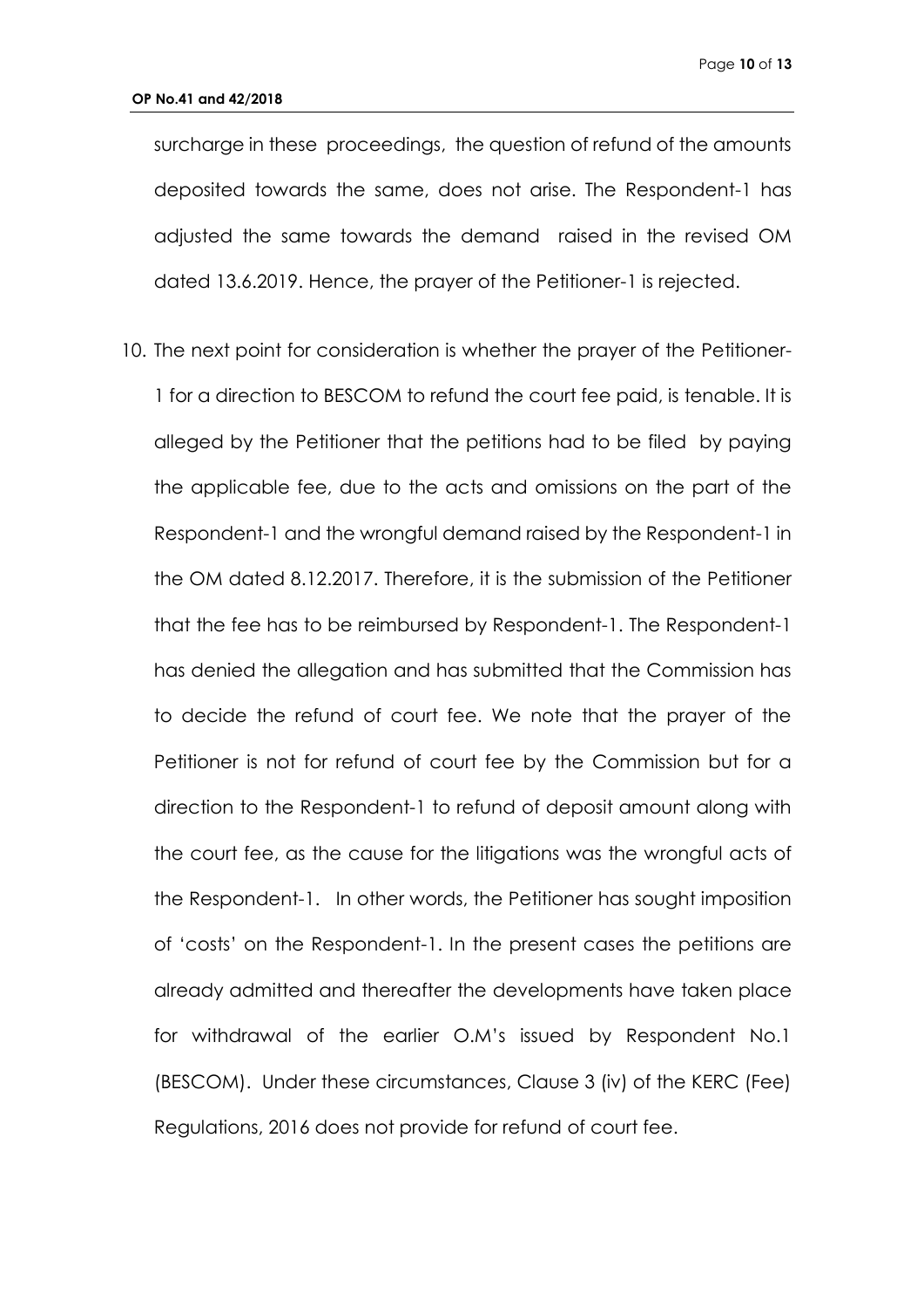surcharge in these proceedings, the question of refund of the amounts deposited towards the same, does not arise. The Respondent-1 has adjusted the same towards the demand raised in the revised OM dated 13.6.2019. Hence, the prayer of the Petitioner-1 is rejected.

10. The next point for consideration is whether the prayer of the Petitioner-1 for a direction to BESCOM to refund the court fee paid, is tenable. It is alleged by the Petitioner that the petitions had to be filed by paying the applicable fee, due to the acts and omissions on the part of the Respondent-1 and the wrongful demand raised by the Respondent-1 in the OM dated 8.12.2017. Therefore, it is the submission of the Petitioner that the fee has to be reimbursed by Respondent-1. The Respondent-1 has denied the allegation and has submitted that the Commission has to decide the refund of court fee. We note that the prayer of the Petitioner is not for refund of court fee by the Commission but for a direction to the Respondent-1 to refund of deposit amount along with the court fee, as the cause for the litigations was the wrongful acts of the Respondent-1. In other words, the Petitioner has sought imposition of 'costs' on the Respondent-1. In the present cases the petitions are already admitted and thereafter the developments have taken place for withdrawal of the earlier O.M's issued by Respondent No.1 (BESCOM). Under these circumstances, Clause 3 (iv) of the KERC (Fee) Regulations, 2016 does not provide for refund of court fee.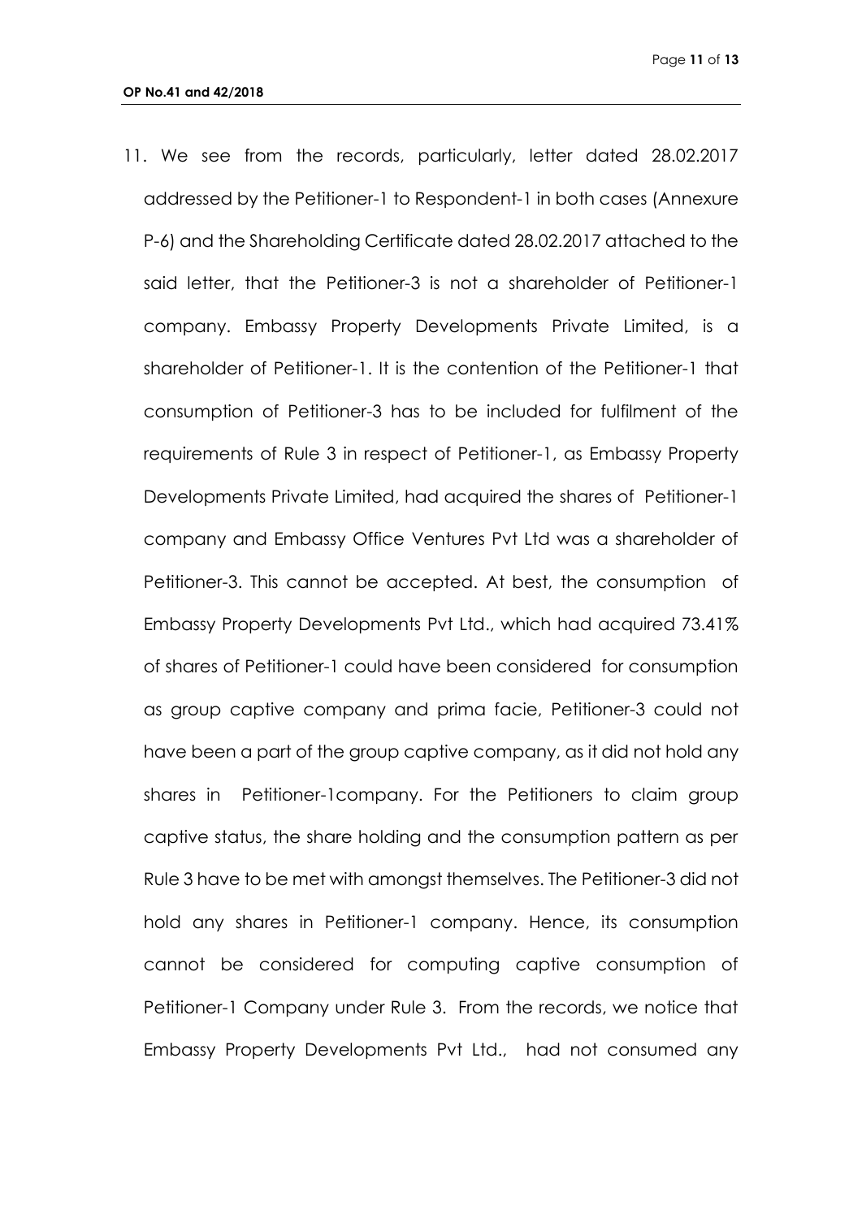11. We see from the records, particularly, letter dated 28.02.2017 addressed by the Petitioner-1 to Respondent-1 in both cases (Annexure P-6) and the Shareholding Certificate dated 28.02.2017 attached to the said letter, that the Petitioner-3 is not a shareholder of Petitioner-1 company. Embassy Property Developments Private Limited, is a shareholder of Petitioner-1. It is the contention of the Petitioner-1 that consumption of Petitioner-3 has to be included for fulfilment of the requirements of Rule 3 in respect of Petitioner-1, as Embassy Property Developments Private Limited, had acquired the shares of Petitioner-1 company and Embassy Office Ventures Pvt Ltd was a shareholder of Petitioner-3. This cannot be accepted. At best, the consumption of Embassy Property Developments Pvt Ltd., which had acquired 73.41% of shares of Petitioner-1 could have been considered for consumption as group captive company and prima facie, Petitioner-3 could not have been a part of the group captive company, as it did not hold any shares in Petitioner-1company. For the Petitioners to claim group captive status, the share holding and the consumption pattern as per Rule 3 have to be met with amongst themselves. The Petitioner-3 did not hold any shares in Petitioner-1 company. Hence, its consumption cannot be considered for computing captive consumption of Petitioner-1 Company under Rule 3. From the records, we notice that Embassy Property Developments Pvt Ltd., had not consumed any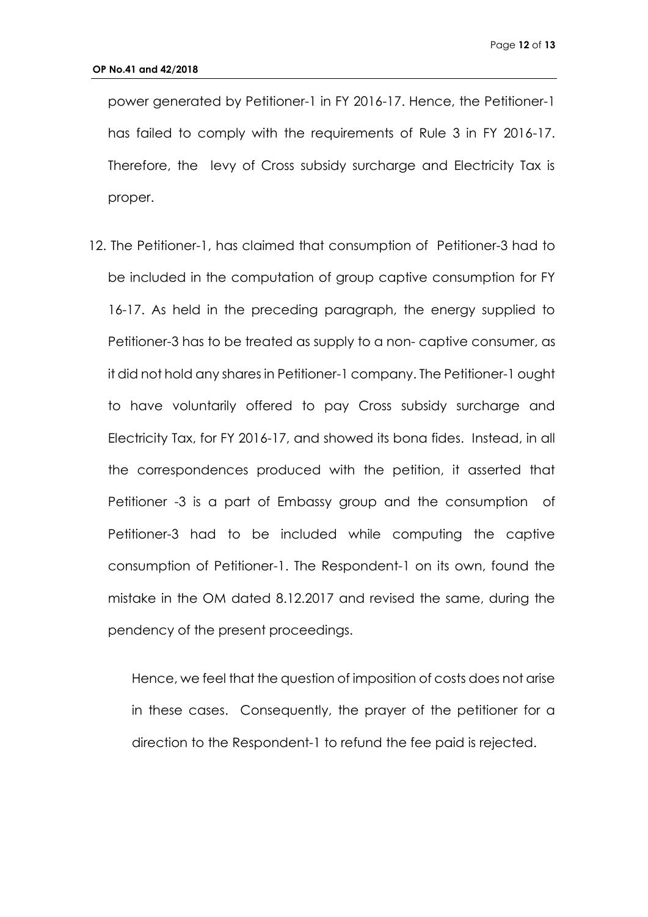power generated by Petitioner-1 in FY 2016-17. Hence, the Petitioner-1 has failed to comply with the requirements of Rule 3 in FY 2016-17. Therefore, the levy of Cross subsidy surcharge and Electricity Tax is proper.

12. The Petitioner-1, has claimed that consumption of Petitioner-3 had to be included in the computation of group captive consumption for FY 16-17. As held in the preceding paragraph, the energy supplied to Petitioner-3 has to be treated as supply to a non- captive consumer, as it did not hold any shares in Petitioner-1 company. The Petitioner-1 ought to have voluntarily offered to pay Cross subsidy surcharge and Electricity Tax, for FY 2016-17, and showed its bona fides. Instead, in all the correspondences produced with the petition, it asserted that Petitioner -3 is a part of Embassy group and the consumption of Petitioner-3 had to be included while computing the captive consumption of Petitioner-1. The Respondent-1 on its own, found the mistake in the OM dated 8.12.2017 and revised the same, during the pendency of the present proceedings.

    Hence, we feel that the question of imposition of costs does not arise in these cases. Consequently, the prayer of the petitioner for a direction to the Respondent-1 to refund the fee paid is rejected.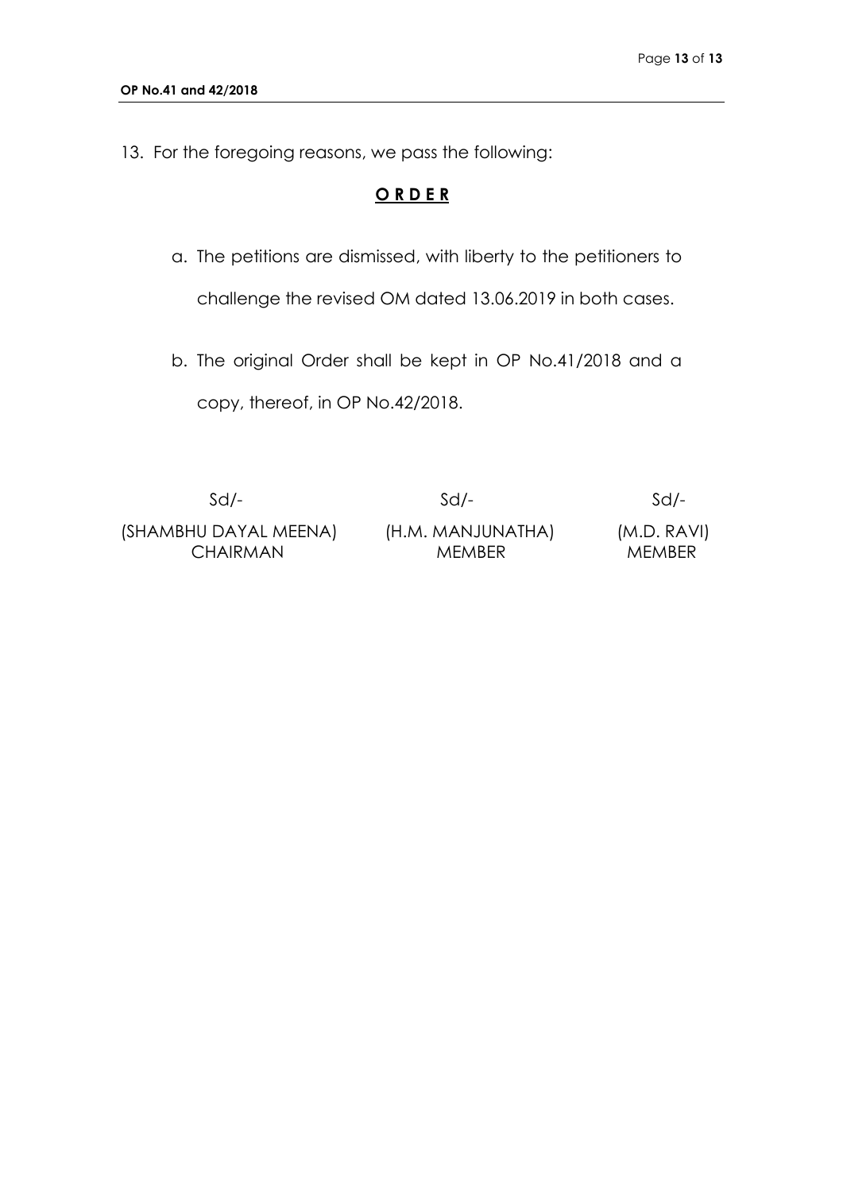13. For the foregoing reasons, we pass the following:

## **O R D E R**

a. The petitions are dismissed, with liberty to the petitioners to challenge the revised OM dated 13.06.2019 in both cases.

b. The original Order shall be kept in OP No.41/2018 and a copy, thereof, in OP No.42/2018.

| | | |
|---|---|---|
| Sd/- | Sd/- | Sd/- |
| (SHAMBHU DAYAL MEENA) CHAIRMAN | (H.M. MANJUNATHA) MEMBER | (M.D. RAVI) MEMBER |